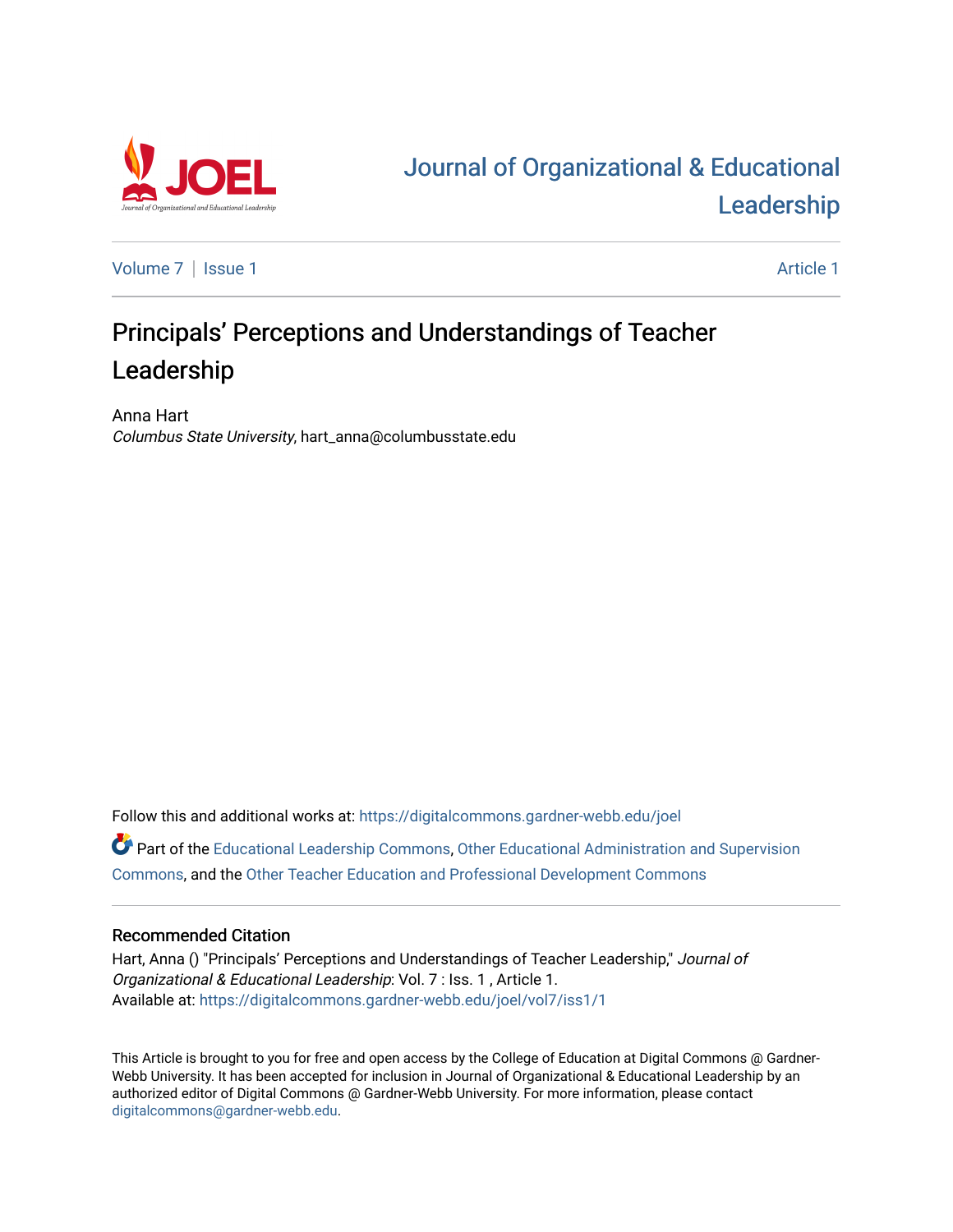# Journal of Organizational & Educational Leadership

Volume 7 | Issue 1 Article 1

## Principals' Perceptions and Understandings of Teacher Leadership

Anna Hart
*Columbus State University*, hart_anna@columbusstate.edu

Follow this and additional works at: https://digitalcommons.gardner-webb.edu/joel

Part of the Educational Leadership Commons, Other Educational Administration and Supervision Commons, and the Other Teacher Education and Professional Development Commons

### Recommended Citation

Hart, Anna () "Principals' Perceptions and Understandings of Teacher Leadership," *Journal of Organizational & Educational Leadership*: Vol. 7 : Iss. 1 , Article 1.
Available at: https://digitalcommons.gardner-webb.edu/joel/vol7/iss1/1

This Article is brought to you for free and open access by the College of Education at Digital Commons @ Gardner-Webb University. It has been accepted for inclusion in Journal of Organizational & Educational Leadership by an authorized editor of Digital Commons @ Gardner-Webb University. For more information, please contact digitalcommons@gardner-webb.edu.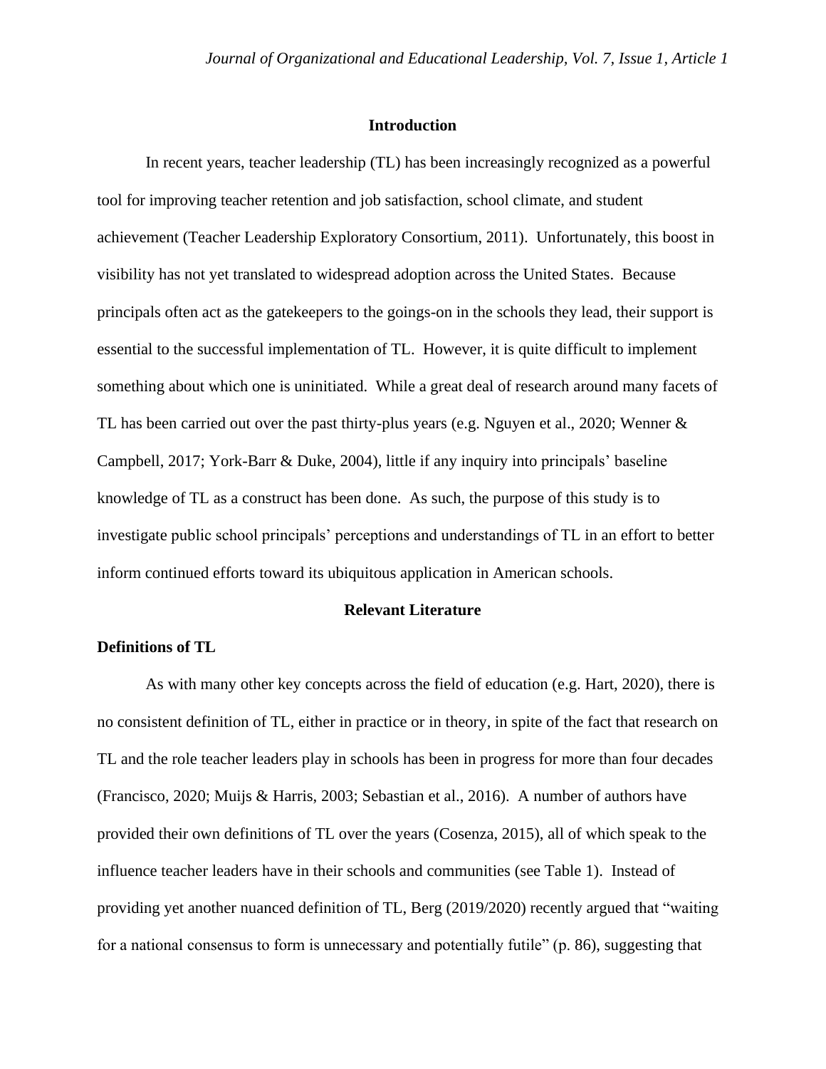## Introduction

In recent years, teacher leadership (TL) has been increasingly recognized as a powerful tool for improving teacher retention and job satisfaction, school climate, and student achievement (Teacher Leadership Exploratory Consortium, 2011). Unfortunately, this boost in visibility has not yet translated to widespread adoption across the United States. Because principals often act as the gatekeepers to the goings-on in the schools they lead, their support is essential to the successful implementation of TL. However, it is quite difficult to implement something about which one is uninitiated. While a great deal of research around many facets of TL has been carried out over the past thirty-plus years (e.g. Nguyen et al., 2020; Wenner & Campbell, 2017; York-Barr & Duke, 2004), little if any inquiry into principals' baseline knowledge of TL as a construct has been done. As such, the purpose of this study is to investigate public school principals' perceptions and understandings of TL in an effort to better inform continued efforts toward its ubiquitous application in American schools.

## Relevant Literature

### Definitions of TL

As with many other key concepts across the field of education (e.g. Hart, 2020), there is no consistent definition of TL, either in practice or in theory, in spite of the fact that research on TL and the role teacher leaders play in schools has been in progress for more than four decades (Francisco, 2020; Muijs & Harris, 2003; Sebastian et al., 2016). A number of authors have provided their own definitions of TL over the years (Cosenza, 2015), all of which speak to the influence teacher leaders have in their schools and communities (see Table 1). Instead of providing yet another nuanced definition of TL, Berg (2019/2020) recently argued that "waiting for a national consensus to form is unnecessary and potentially futile" (p. 86), suggesting that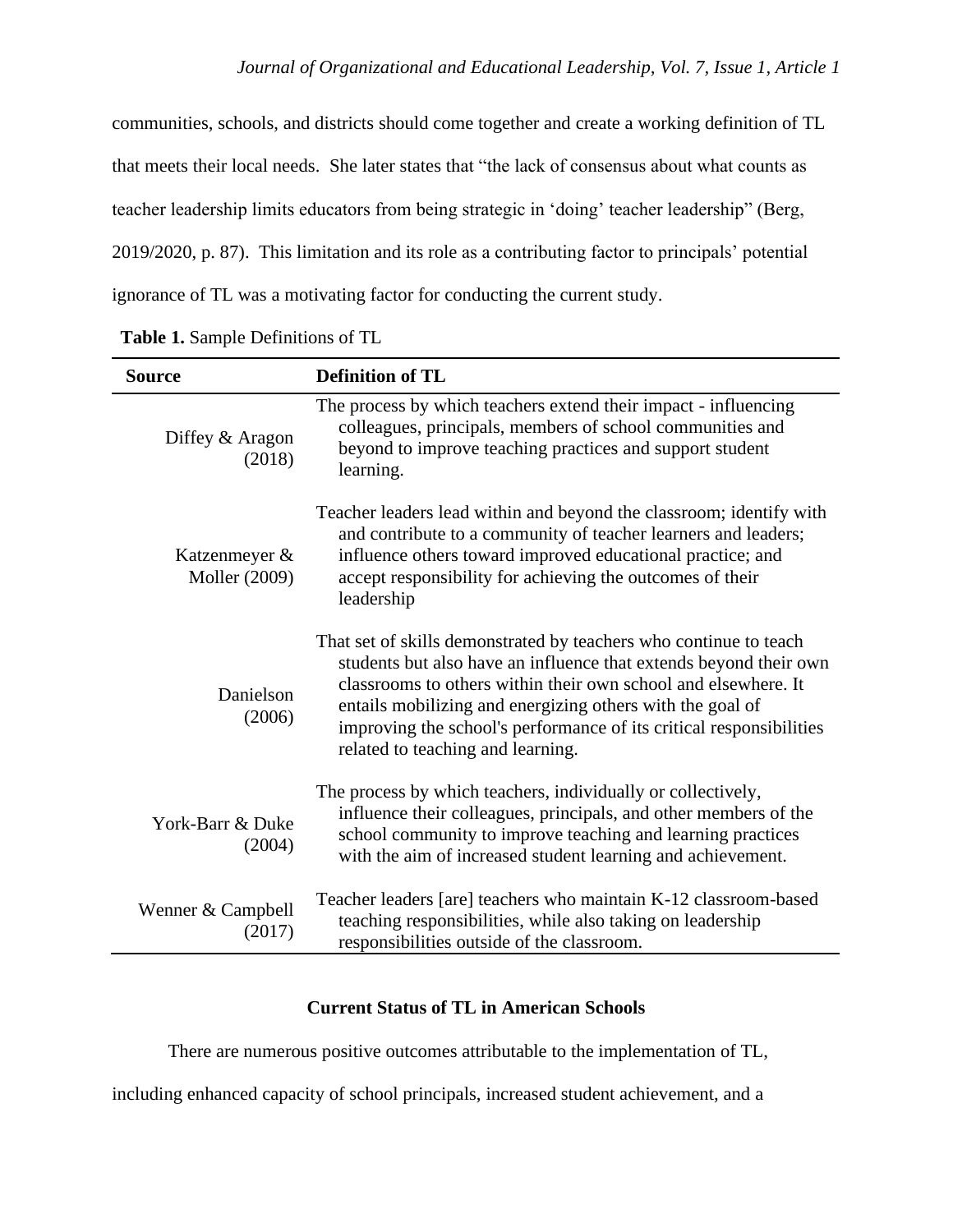communities, schools, and districts should come together and create a working definition of TL that meets their local needs. She later states that "the lack of consensus about what counts as teacher leadership limits educators from being strategic in 'doing' teacher leadership" (Berg, 2019/2020, p. 87). This limitation and its role as a contributing factor to principals' potential ignorance of TL was a motivating factor for conducting the current study.

**Table 1.** Sample Definitions of TL

| Source | Definition of TL |
|---|---|
| Diffey & Aragon (2018) | The process by which teachers extend their impact - influencing colleagues, principals, members of school communities and beyond to improve teaching practices and support student learning. |
| Katzenmeyer & Moller (2009) | Teacher leaders lead within and beyond the classroom; identify with and contribute to a community of teacher learners and leaders; influence others toward improved educational practice; and accept responsibility for achieving the outcomes of their leadership |
| Danielson (2006) | That set of skills demonstrated by teachers who continue to teach students but also have an influence that extends beyond their own classrooms to others within their own school and elsewhere. It entails mobilizing and energizing others with the goal of improving the school's performance of its critical responsibilities related to teaching and learning. |
| York-Barr & Duke (2004) | The process by which teachers, individually or collectively, influence their colleagues, principals, and other members of the school community to improve teaching and learning practices with the aim of increased student learning and achievement. |
| Wenner & Campbell (2017) | Teacher leaders [are] teachers who maintain K-12 classroom-based teaching responsibilities, while also taking on leadership responsibilities outside of the classroom. |

## Current Status of TL in American Schools

There are numerous positive outcomes attributable to the implementation of TL, including enhanced capacity of school principals, increased student achievement, and a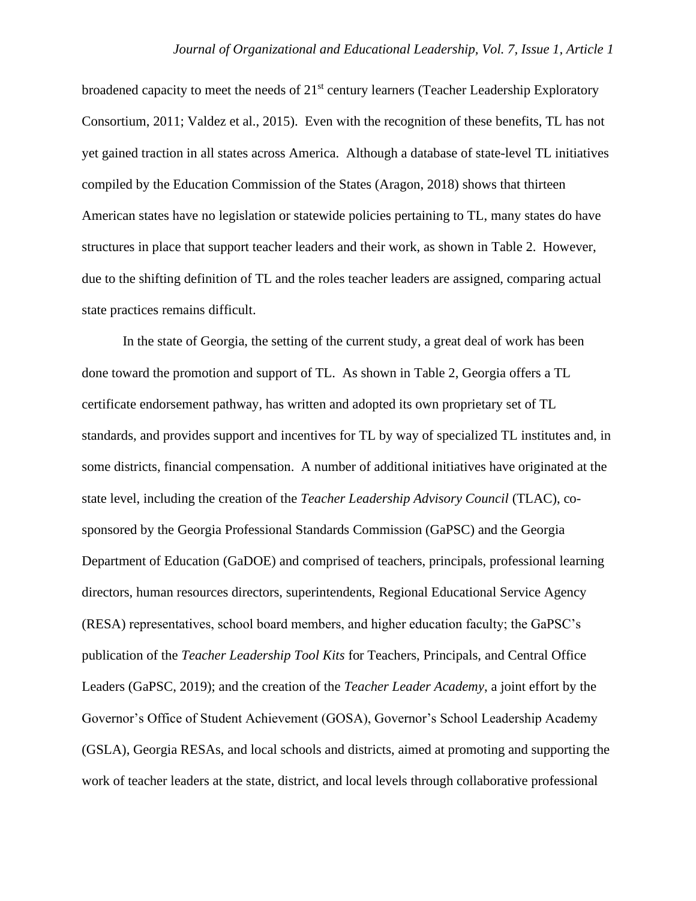broadened capacity to meet the needs of 21st century learners (Teacher Leadership Exploratory Consortium, 2011; Valdez et al., 2015). Even with the recognition of these benefits, TL has not yet gained traction in all states across America. Although a database of state-level TL initiatives compiled by the Education Commission of the States (Aragon, 2018) shows that thirteen American states have no legislation or statewide policies pertaining to TL, many states do have structures in place that support teacher leaders and their work, as shown in Table 2. However, due to the shifting definition of TL and the roles teacher leaders are assigned, comparing actual state practices remains difficult.

In the state of Georgia, the setting of the current study, a great deal of work has been done toward the promotion and support of TL. As shown in Table 2, Georgia offers a TL certificate endorsement pathway, has written and adopted its own proprietary set of TL standards, and provides support and incentives for TL by way of specialized TL institutes and, in some districts, financial compensation. A number of additional initiatives have originated at the state level, including the creation of the *Teacher Leadership Advisory Council* (TLAC), co-sponsored by the Georgia Professional Standards Commission (GaPSC) and the Georgia Department of Education (GaDOE) and comprised of teachers, principals, professional learning directors, human resources directors, superintendents, Regional Educational Service Agency (RESA) representatives, school board members, and higher education faculty; the GaPSC's publication of the *Teacher Leadership Tool Kits* for Teachers, Principals, and Central Office Leaders (GaPSC, 2019); and the creation of the *Teacher Leader Academy*, a joint effort by the Governor's Office of Student Achievement (GOSA), Governor's School Leadership Academy (GSLA), Georgia RESAs, and local schools and districts, aimed at promoting and supporting the work of teacher leaders at the state, district, and local levels through collaborative professional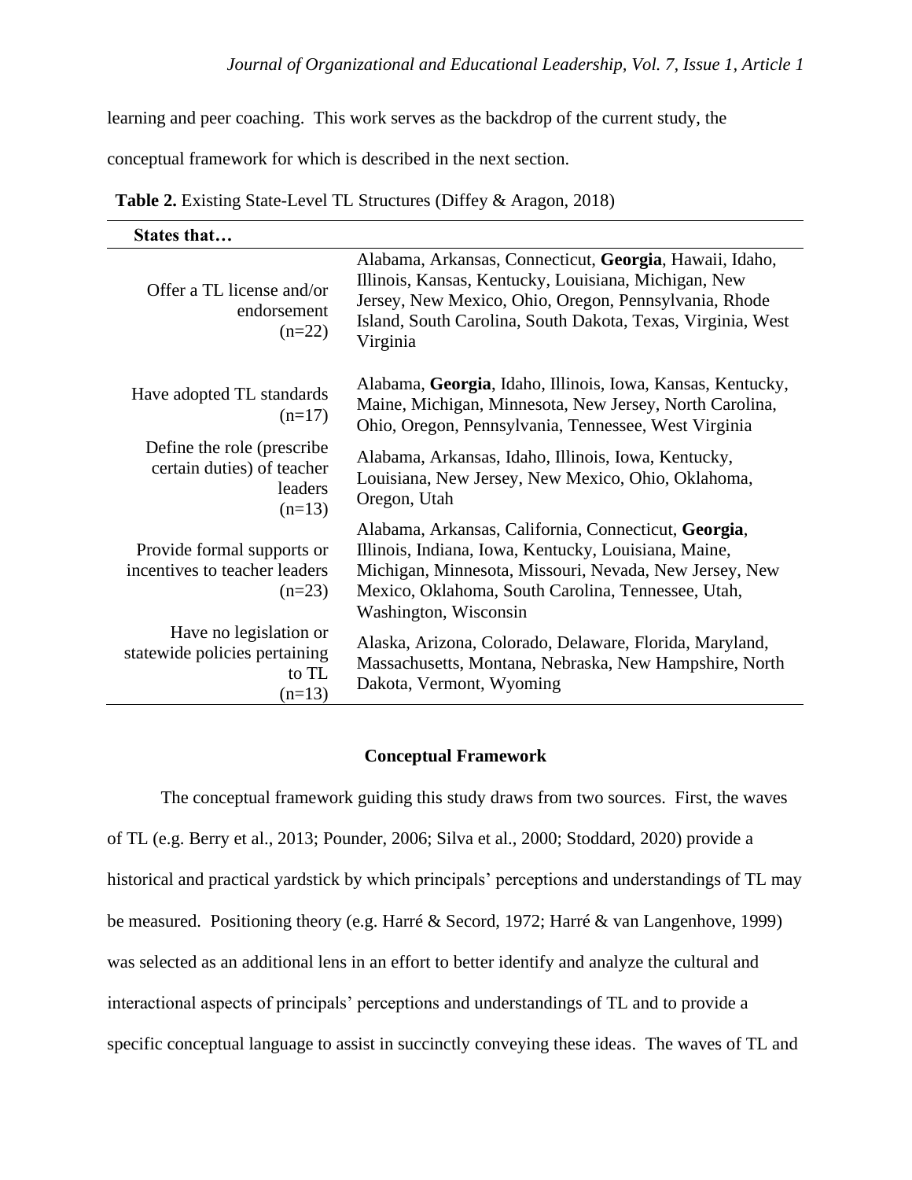learning and peer coaching. This work serves as the backdrop of the current study, the conceptual framework for which is described in the next section.

**Table 2.** Existing State-Level TL Structures (Diffey & Aragon, 2018)

| States that… | |
|---|---|
| Offer a TL license and/or endorsement (n=22) | Alabama, Arkansas, Connecticut, **Georgia**, Hawaii, Idaho, Illinois, Kansas, Kentucky, Louisiana, Michigan, New Jersey, New Mexico, Ohio, Oregon, Pennsylvania, Rhode Island, South Carolina, South Dakota, Texas, Virginia, West Virginia |
| Have adopted TL standards (n=17) | Alabama, **Georgia**, Idaho, Illinois, Iowa, Kansas, Kentucky, Maine, Michigan, Minnesota, New Jersey, North Carolina, Ohio, Oregon, Pennsylvania, Tennessee, West Virginia |
| Define the role (prescribe certain duties) of teacher leaders (n=13) | Alabama, Arkansas, Idaho, Illinois, Iowa, Kentucky, Louisiana, New Jersey, New Mexico, Ohio, Oklahoma, Oregon, Utah |
| Provide formal supports or incentives to teacher leaders (n=23) | Alabama, Arkansas, California, Connecticut, **Georgia**, Illinois, Indiana, Iowa, Kentucky, Louisiana, Maine, Michigan, Minnesota, Missouri, Nevada, New Jersey, New Mexico, Oklahoma, South Carolina, Tennessee, Utah, Washington, Wisconsin |
| Have no legislation or statewide policies pertaining to TL (n=13) | Alaska, Arizona, Colorado, Delaware, Florida, Maryland, Massachusetts, Montana, Nebraska, New Hampshire, North Dakota, Vermont, Wyoming |

## Conceptual Framework

The conceptual framework guiding this study draws from two sources. First, the waves of TL (e.g. Berry et al., 2013; Pounder, 2006; Silva et al., 2000; Stoddard, 2020) provide a historical and practical yardstick by which principals' perceptions and understandings of TL may be measured. Positioning theory (e.g. Harré & Secord, 1972; Harré & van Langenhove, 1999) was selected as an additional lens in an effort to better identify and analyze the cultural and interactional aspects of principals' perceptions and understandings of TL and to provide a specific conceptual language to assist in succinctly conveying these ideas. The waves of TL and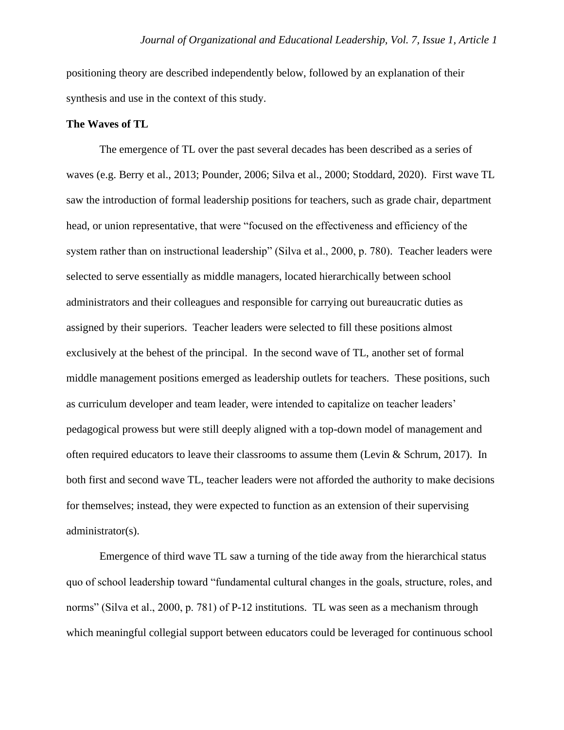positioning theory are described independently below, followed by an explanation of their synthesis and use in the context of this study.

**The Waves of TL**

The emergence of TL over the past several decades has been described as a series of waves (e.g. Berry et al., 2013; Pounder, 2006; Silva et al., 2000; Stoddard, 2020). First wave TL saw the introduction of formal leadership positions for teachers, such as grade chair, department head, or union representative, that were "focused on the effectiveness and efficiency of the system rather than on instructional leadership" (Silva et al., 2000, p. 780). Teacher leaders were selected to serve essentially as middle managers, located hierarchically between school administrators and their colleagues and responsible for carrying out bureaucratic duties as assigned by their superiors. Teacher leaders were selected to fill these positions almost exclusively at the behest of the principal. In the second wave of TL, another set of formal middle management positions emerged as leadership outlets for teachers. These positions, such as curriculum developer and team leader, were intended to capitalize on teacher leaders' pedagogical prowess but were still deeply aligned with a top-down model of management and often required educators to leave their classrooms to assume them (Levin & Schrum, 2017). In both first and second wave TL, teacher leaders were not afforded the authority to make decisions for themselves; instead, they were expected to function as an extension of their supervising administrator(s).

Emergence of third wave TL saw a turning of the tide away from the hierarchical status quo of school leadership toward "fundamental cultural changes in the goals, structure, roles, and norms" (Silva et al., 2000, p. 781) of P-12 institutions. TL was seen as a mechanism through which meaningful collegial support between educators could be leveraged for continuous school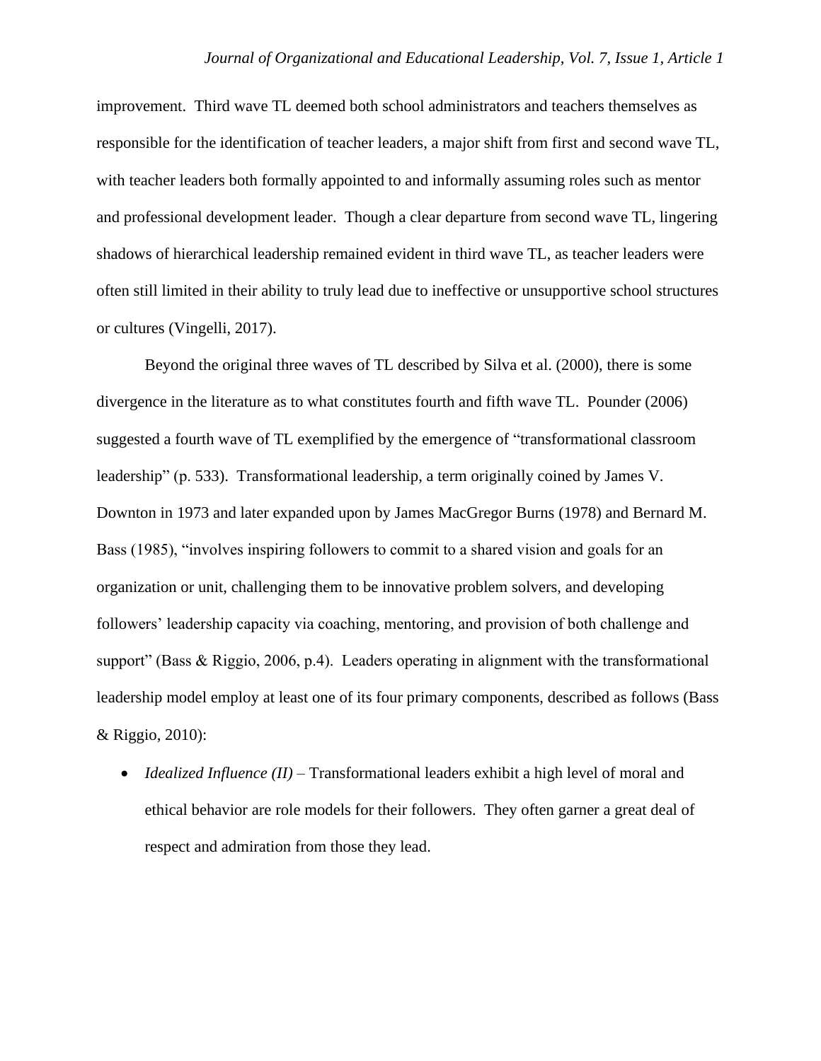improvement. Third wave TL deemed both school administrators and teachers themselves as responsible for the identification of teacher leaders, a major shift from first and second wave TL, with teacher leaders both formally appointed to and informally assuming roles such as mentor and professional development leader. Though a clear departure from second wave TL, lingering shadows of hierarchical leadership remained evident in third wave TL, as teacher leaders were often still limited in their ability to truly lead due to ineffective or unsupportive school structures or cultures (Vingelli, 2017).

Beyond the original three waves of TL described by Silva et al. (2000), there is some divergence in the literature as to what constitutes fourth and fifth wave TL. Pounder (2006) suggested a fourth wave of TL exemplified by the emergence of "transformational classroom leadership" (p. 533). Transformational leadership, a term originally coined by James V. Downton in 1973 and later expanded upon by James MacGregor Burns (1978) and Bernard M. Bass (1985), "involves inspiring followers to commit to a shared vision and goals for an organization or unit, challenging them to be innovative problem solvers, and developing followers' leadership capacity via coaching, mentoring, and provision of both challenge and support" (Bass & Riggio, 2006, p.4). Leaders operating in alignment with the transformational leadership model employ at least one of its four primary components, described as follows (Bass & Riggio, 2010):

- *Idealized Influence (II)* – Transformational leaders exhibit a high level of moral and ethical behavior are role models for their followers. They often garner a great deal of respect and admiration from those they lead.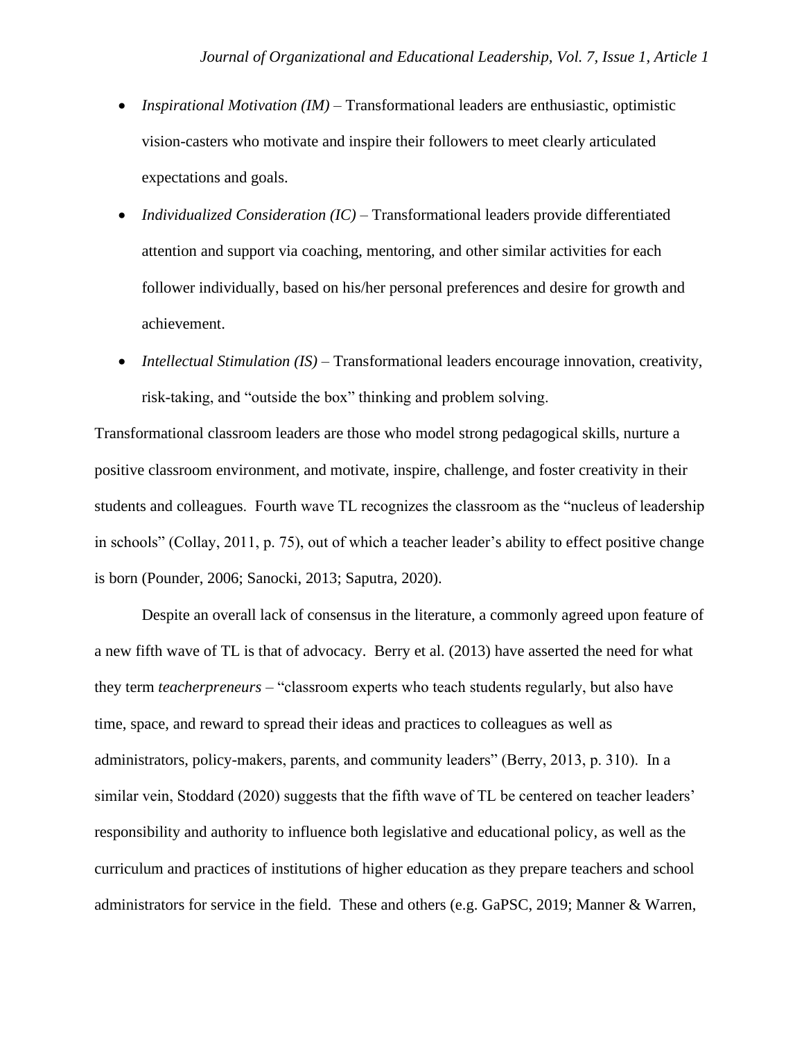- *Inspirational Motivation (IM)* – Transformational leaders are enthusiastic, optimistic vision-casters who motivate and inspire their followers to meet clearly articulated expectations and goals.
- *Individualized Consideration (IC)* – Transformational leaders provide differentiated attention and support via coaching, mentoring, and other similar activities for each follower individually, based on his/her personal preferences and desire for growth and achievement.
- *Intellectual Stimulation (IS)* – Transformational leaders encourage innovation, creativity, risk-taking, and "outside the box" thinking and problem solving.

Transformational classroom leaders are those who model strong pedagogical skills, nurture a positive classroom environment, and motivate, inspire, challenge, and foster creativity in their students and colleagues. Fourth wave TL recognizes the classroom as the "nucleus of leadership in schools" (Collay, 2011, p. 75), out of which a teacher leader's ability to effect positive change is born (Pounder, 2006; Sanocki, 2013; Saputra, 2020).

Despite an overall lack of consensus in the literature, a commonly agreed upon feature of a new fifth wave of TL is that of advocacy. Berry et al. (2013) have asserted the need for what they term *teacherpreneurs* – "classroom experts who teach students regularly, but also have time, space, and reward to spread their ideas and practices to colleagues as well as administrators, policy-makers, parents, and community leaders" (Berry, 2013, p. 310). In a similar vein, Stoddard (2020) suggests that the fifth wave of TL be centered on teacher leaders' responsibility and authority to influence both legislative and educational policy, as well as the curriculum and practices of institutions of higher education as they prepare teachers and school administrators for service in the field. These and others (e.g. GaPSC, 2019; Manner & Warren,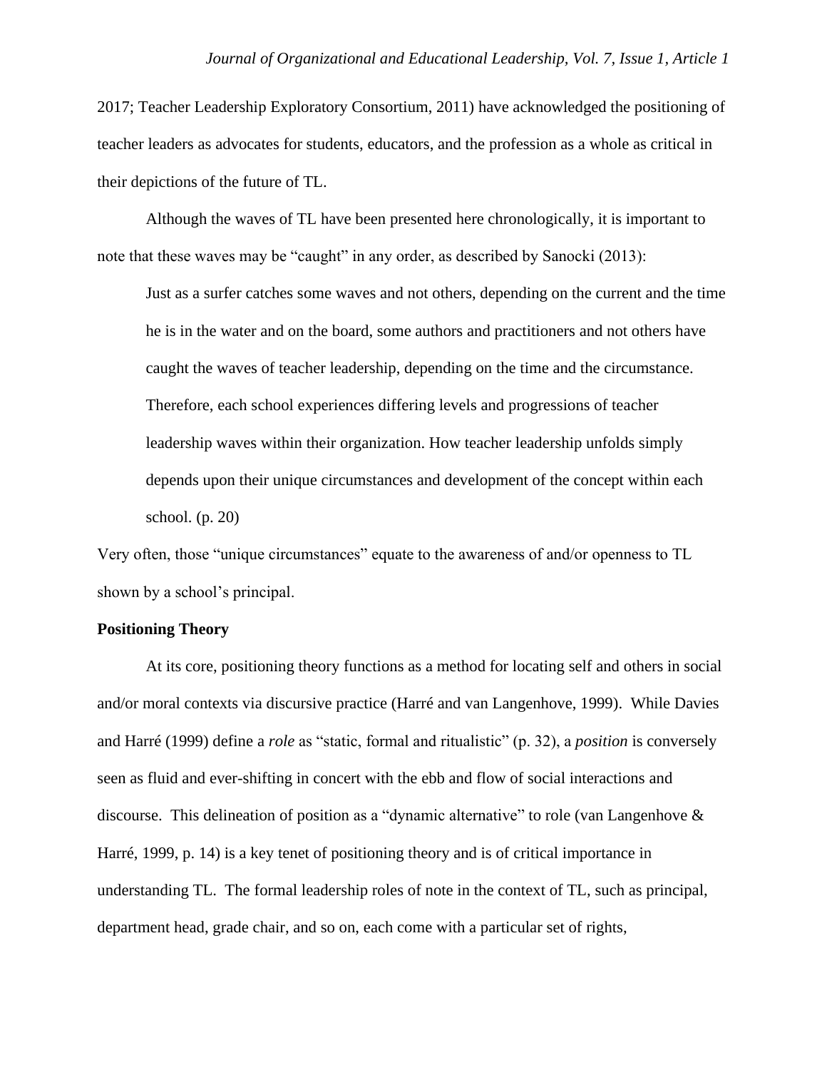2017; Teacher Leadership Exploratory Consortium, 2011) have acknowledged the positioning of teacher leaders as advocates for students, educators, and the profession as a whole as critical in their depictions of the future of TL.

Although the waves of TL have been presented here chronologically, it is important to note that these waves may be "caught" in any order, as described by Sanocki (2013):

> Just as a surfer catches some waves and not others, depending on the current and the time he is in the water and on the board, some authors and practitioners and not others have caught the waves of teacher leadership, depending on the time and the circumstance. Therefore, each school experiences differing levels and progressions of teacher leadership waves within their organization. How teacher leadership unfolds simply depends upon their unique circumstances and development of the concept within each school. (p. 20)

Very often, those "unique circumstances" equate to the awareness of and/or openness to TL shown by a school's principal.

**Positioning Theory**

At its core, positioning theory functions as a method for locating self and others in social and/or moral contexts via discursive practice (Harré and van Langenhove, 1999). While Davies and Harré (1999) define a *role* as "static, formal and ritualistic" (p. 32), a *position* is conversely seen as fluid and ever-shifting in concert with the ebb and flow of social interactions and discourse. This delineation of position as a "dynamic alternative" to role (van Langenhove & Harré, 1999, p. 14) is a key tenet of positioning theory and is of critical importance in understanding TL. The formal leadership roles of note in the context of TL, such as principal, department head, grade chair, and so on, each come with a particular set of rights,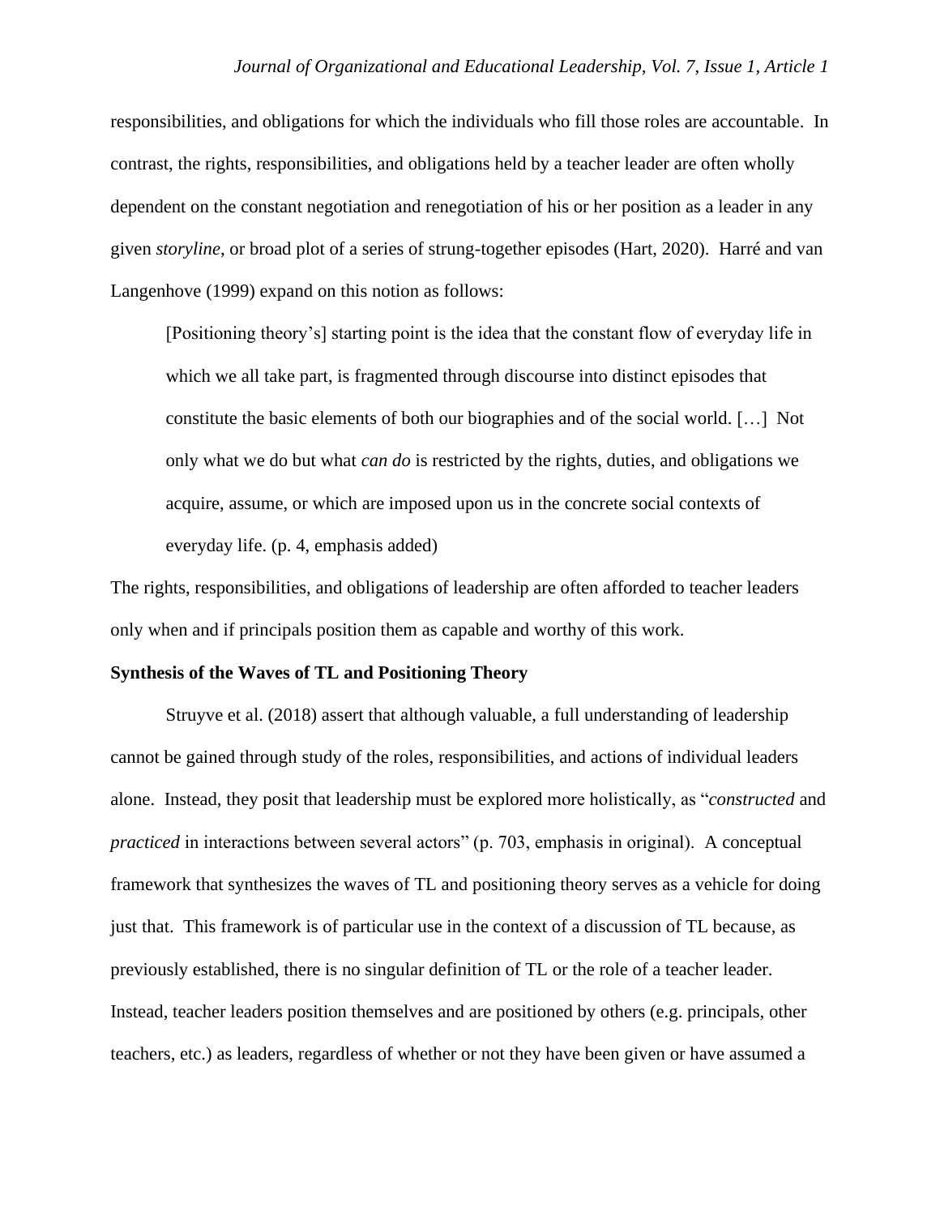responsibilities, and obligations for which the individuals who fill those roles are accountable. In contrast, the rights, responsibilities, and obligations held by a teacher leader are often wholly dependent on the constant negotiation and renegotiation of his or her position as a leader in any given *storyline*, or broad plot of a series of strung-together episodes (Hart, 2020). Harré and van Langenhove (1999) expand on this notion as follows:

> [Positioning theory's] starting point is the idea that the constant flow of everyday life in which we all take part, is fragmented through discourse into distinct episodes that constitute the basic elements of both our biographies and of the social world. […] Not only what we do but what *can do* is restricted by the rights, duties, and obligations we acquire, assume, or which are imposed upon us in the concrete social contexts of everyday life. (p. 4, emphasis added)

The rights, responsibilities, and obligations of leadership are often afforded to teacher leaders only when and if principals position them as capable and worthy of this work.

**Synthesis of the Waves of TL and Positioning Theory**

Struyve et al. (2018) assert that although valuable, a full understanding of leadership cannot be gained through study of the roles, responsibilities, and actions of individual leaders alone. Instead, they posit that leadership must be explored more holistically, as "*constructed* and *practiced* in interactions between several actors" (p. 703, emphasis in original). A conceptual framework that synthesizes the waves of TL and positioning theory serves as a vehicle for doing just that. This framework is of particular use in the context of a discussion of TL because, as previously established, there is no singular definition of TL or the role of a teacher leader. Instead, teacher leaders position themselves and are positioned by others (e.g. principals, other teachers, etc.) as leaders, regardless of whether or not they have been given or have assumed a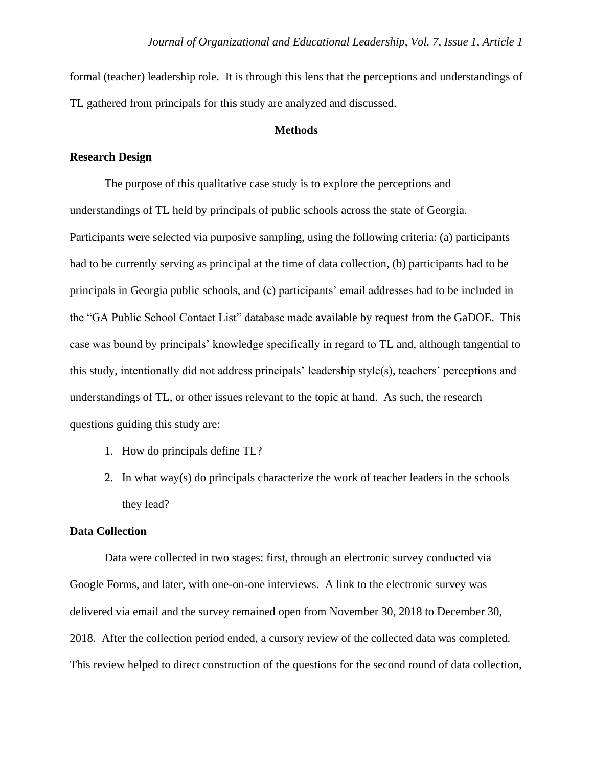formal (teacher) leadership role. It is through this lens that the perceptions and understandings of TL gathered from principals for this study are analyzed and discussed.

## Methods

### Research Design

The purpose of this qualitative case study is to explore the perceptions and understandings of TL held by principals of public schools across the state of Georgia. Participants were selected via purposive sampling, using the following criteria: (a) participants had to be currently serving as principal at the time of data collection, (b) participants had to be principals in Georgia public schools, and (c) participants' email addresses had to be included in the "GA Public School Contact List" database made available by request from the GaDOE. This case was bound by principals' knowledge specifically in regard to TL and, although tangential to this study, intentionally did not address principals' leadership style(s), teachers' perceptions and understandings of TL, or other issues relevant to the topic at hand. As such, the research questions guiding this study are:

1. How do principals define TL?
2. In what way(s) do principals characterize the work of teacher leaders in the schools they lead?

### Data Collection

Data were collected in two stages: first, through an electronic survey conducted via Google Forms, and later, with one-on-one interviews. A link to the electronic survey was delivered via email and the survey remained open from November 30, 2018 to December 30, 2018. After the collection period ended, a cursory review of the collected data was completed. This review helped to direct construction of the questions for the second round of data collection,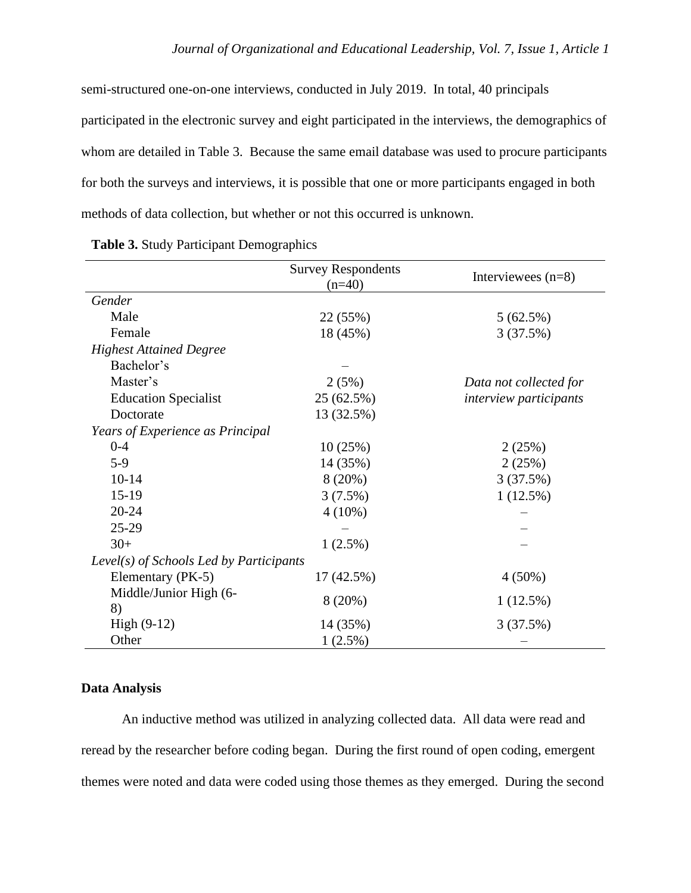semi-structured one-on-one interviews, conducted in July 2019. In total, 40 principals participated in the electronic survey and eight participated in the interviews, the demographics of whom are detailed in Table 3. Because the same email database was used to procure participants for both the surveys and interviews, it is possible that one or more participants engaged in both methods of data collection, but whether or not this occurred is unknown.

**Table 3.** Study Participant Demographics

| | Survey Respondents (n=40) | Interviewees (n=8) |
|---|---|---|
| *Gender* | | |
| Male | 22 (55%) | 5 (62.5%) |
| Female | 18 (45%) | 3 (37.5%) |
| *Highest Attained Degree* | | |
| Bachelor's | – | |
| Master's | 2 (5%) | *Data not collected for interview participants* |
| Education Specialist | 25 (62.5%) | |
| Doctorate | 13 (32.5%) | |
| *Years of Experience as Principal* | | |
| 0-4 | 10 (25%) | 2 (25%) |
| 5-9 | 14 (35%) | 2 (25%) |
| 10-14 | 8 (20%) | 3 (37.5%) |
| 15-19 | 3 (7.5%) | 1 (12.5%) |
| 20-24 | 4 (10%) | – |
| 25-29 | – | – |
| 30+ | 1 (2.5%) | – |
| *Level(s) of Schools Led by Participants* | | |
| Elementary (PK-5) | 17 (42.5%) | 4 (50%) |
| Middle/Junior High (6-8) | 8 (20%) | 1 (12.5%) |
| High (9-12) | 14 (35%) | 3 (37.5%) |
| Other | 1 (2.5%) | – |

**Data Analysis**

An inductive method was utilized in analyzing collected data. All data were read and reread by the researcher before coding began. During the first round of open coding, emergent themes were noted and data were coded using those themes as they emerged. During the second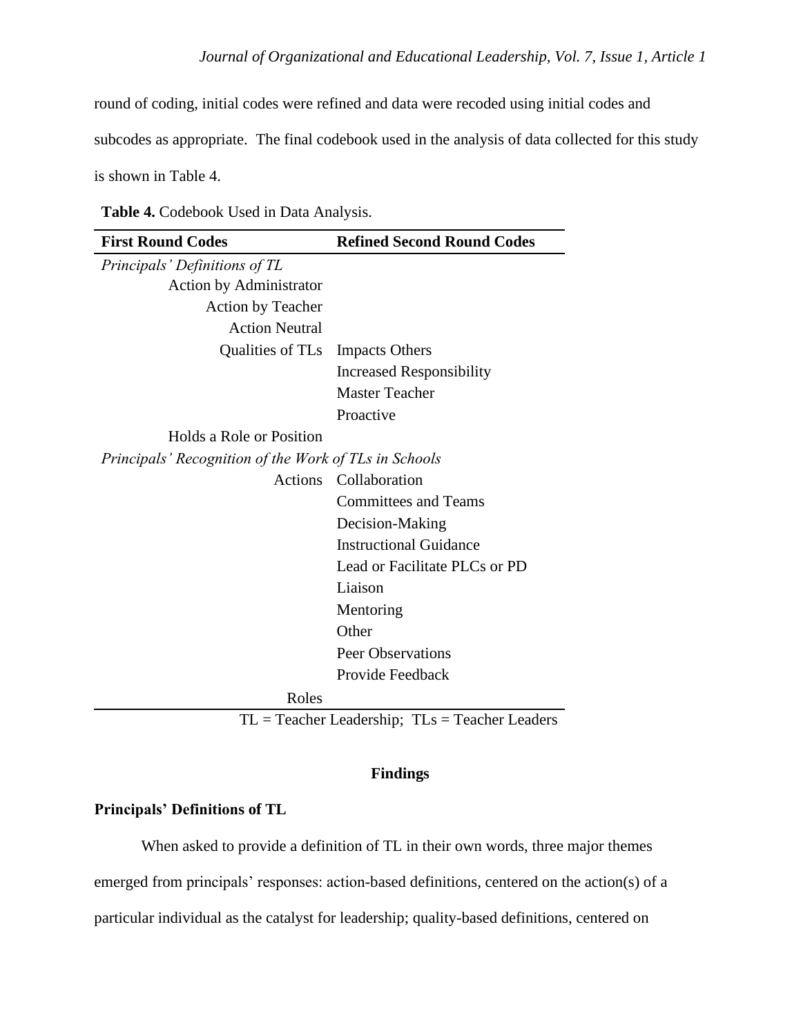round of coding, initial codes were refined and data were recoded using initial codes and subcodes as appropriate. The final codebook used in the analysis of data collected for this study is shown in Table 4.

**Table 4.** Codebook Used in Data Analysis.

| First Round Codes | Refined Second Round Codes |
|---|---|
| *Principals' Definitions of TL* | |
| Action by Administrator | |
| Action by Teacher | |
| Action Neutral | |
| Qualities of TLs | Impacts Others |
| | Increased Responsibility |
| | Master Teacher |
| | Proactive |
| Holds a Role or Position | |
| *Principals' Recognition of the Work of TLs in Schools* | |
| Actions | Collaboration |
| | Committees and Teams |
| | Decision-Making |
| | Instructional Guidance |
| | Lead or Facilitate PLCs or PD |
| | Liaison |
| | Mentoring |
| | Other |
| | Peer Observations |
| | Provide Feedback |
| Roles | |

TL = Teacher Leadership; TLs = Teacher Leaders

## Findings

### Principals' Definitions of TL

When asked to provide a definition of TL in their own words, three major themes emerged from principals' responses: action-based definitions, centered on the action(s) of a particular individual as the catalyst for leadership; quality-based definitions, centered on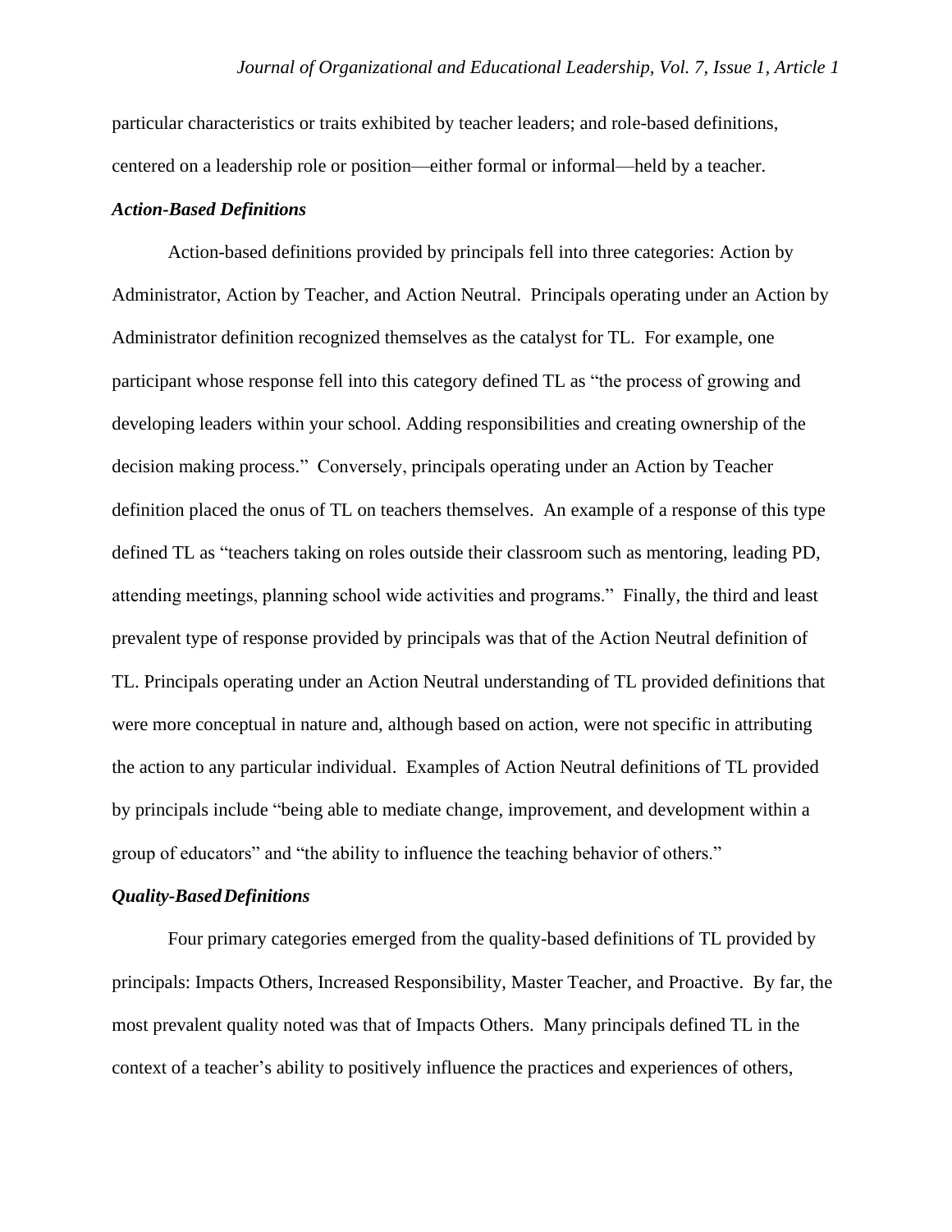particular characteristics or traits exhibited by teacher leaders; and role-based definitions, centered on a leadership role or position—either formal or informal—held by a teacher.

### *Action-Based Definitions*

Action-based definitions provided by principals fell into three categories: Action by Administrator, Action by Teacher, and Action Neutral. Principals operating under an Action by Administrator definition recognized themselves as the catalyst for TL. For example, one participant whose response fell into this category defined TL as "the process of growing and developing leaders within your school. Adding responsibilities and creating ownership of the decision making process." Conversely, principals operating under an Action by Teacher definition placed the onus of TL on teachers themselves. An example of a response of this type defined TL as "teachers taking on roles outside their classroom such as mentoring, leading PD, attending meetings, planning school wide activities and programs." Finally, the third and least prevalent type of response provided by principals was that of the Action Neutral definition of TL. Principals operating under an Action Neutral understanding of TL provided definitions that were more conceptual in nature and, although based on action, were not specific in attributing the action to any particular individual. Examples of Action Neutral definitions of TL provided by principals include "being able to mediate change, improvement, and development within a group of educators" and "the ability to influence the teaching behavior of others."

### *Quality-Based Definitions*

Four primary categories emerged from the quality-based definitions of TL provided by principals: Impacts Others, Increased Responsibility, Master Teacher, and Proactive. By far, the most prevalent quality noted was that of Impacts Others. Many principals defined TL in the context of a teacher's ability to positively influence the practices and experiences of others,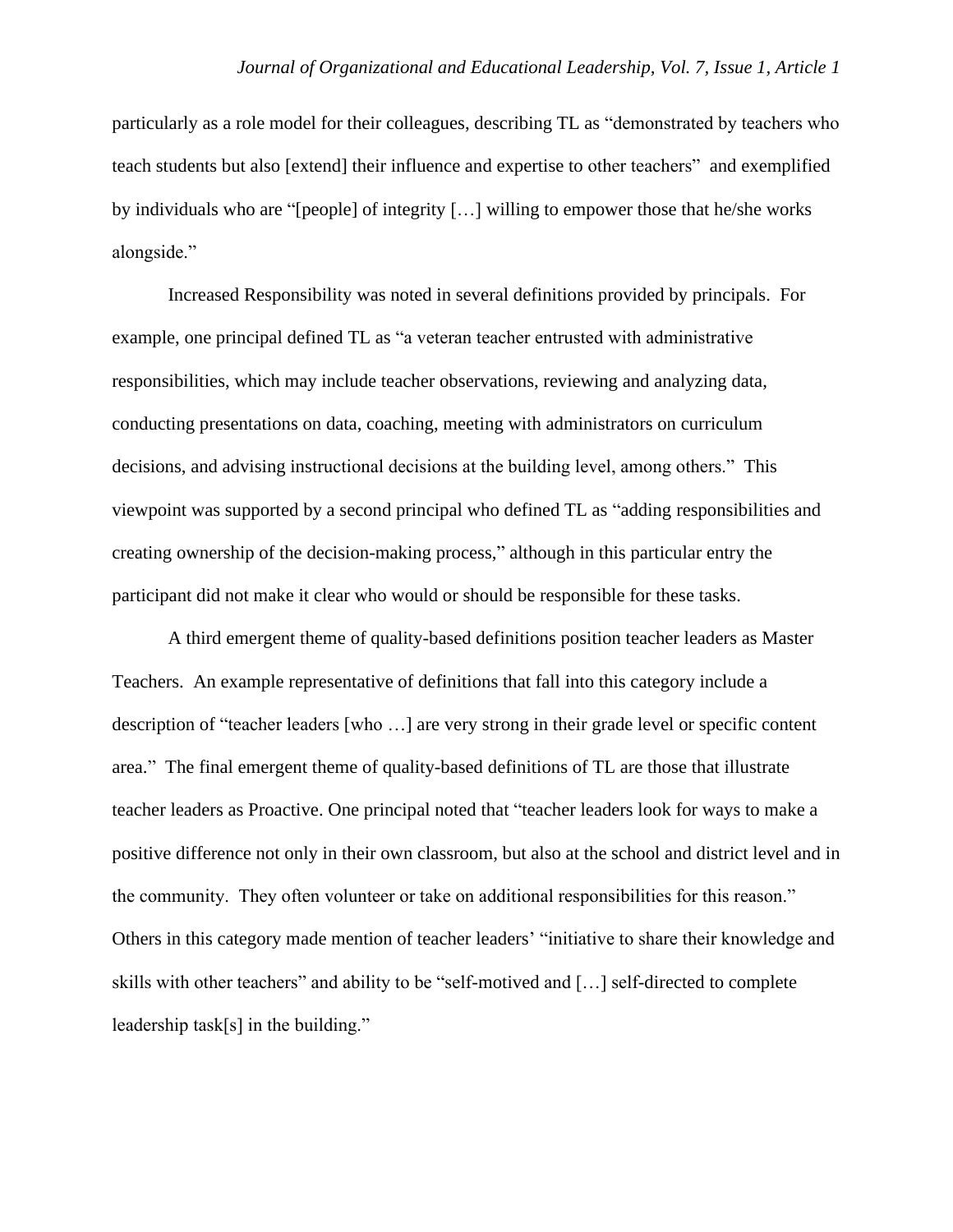particularly as a role model for their colleagues, describing TL as "demonstrated by teachers who teach students but also [extend] their influence and expertise to other teachers" and exemplified by individuals who are "[people] of integrity […] willing to empower those that he/she works alongside."

Increased Responsibility was noted in several definitions provided by principals. For example, one principal defined TL as "a veteran teacher entrusted with administrative responsibilities, which may include teacher observations, reviewing and analyzing data, conducting presentations on data, coaching, meeting with administrators on curriculum decisions, and advising instructional decisions at the building level, among others." This viewpoint was supported by a second principal who defined TL as "adding responsibilities and creating ownership of the decision-making process," although in this particular entry the participant did not make it clear who would or should be responsible for these tasks.

A third emergent theme of quality-based definitions position teacher leaders as Master Teachers. An example representative of definitions that fall into this category include a description of "teacher leaders [who …] are very strong in their grade level or specific content area." The final emergent theme of quality-based definitions of TL are those that illustrate teacher leaders as Proactive. One principal noted that "teacher leaders look for ways to make a positive difference not only in their own classroom, but also at the school and district level and in the community. They often volunteer or take on additional responsibilities for this reason." Others in this category made mention of teacher leaders' "initiative to share their knowledge and skills with other teachers" and ability to be "self-motived and […] self-directed to complete leadership task[s] in the building."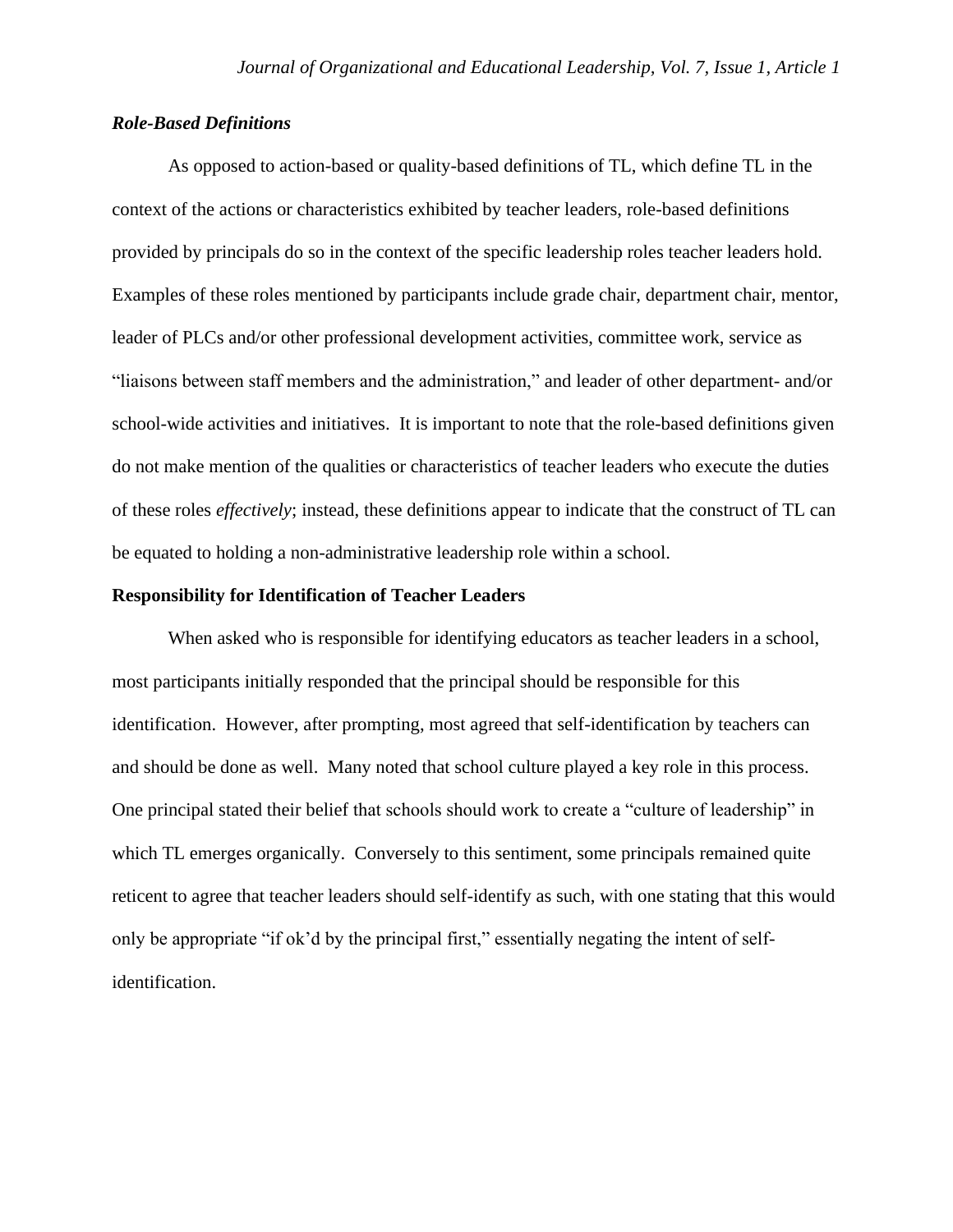### *Role-Based Definitions*

As opposed to action-based or quality-based definitions of TL, which define TL in the context of the actions or characteristics exhibited by teacher leaders, role-based definitions provided by principals do so in the context of the specific leadership roles teacher leaders hold. Examples of these roles mentioned by participants include grade chair, department chair, mentor, leader of PLCs and/or other professional development activities, committee work, service as "liaisons between staff members and the administration," and leader of other department- and/or school-wide activities and initiatives. It is important to note that the role-based definitions given do not make mention of the qualities or characteristics of teacher leaders who execute the duties of these roles *effectively*; instead, these definitions appear to indicate that the construct of TL can be equated to holding a non-administrative leadership role within a school.

## **Responsibility for Identification of Teacher Leaders**

When asked who is responsible for identifying educators as teacher leaders in a school, most participants initially responded that the principal should be responsible for this identification. However, after prompting, most agreed that self-identification by teachers can and should be done as well. Many noted that school culture played a key role in this process. One principal stated their belief that schools should work to create a "culture of leadership" in which TL emerges organically. Conversely to this sentiment, some principals remained quite reticent to agree that teacher leaders should self-identify as such, with one stating that this would only be appropriate "if ok'd by the principal first," essentially negating the intent of self-identification.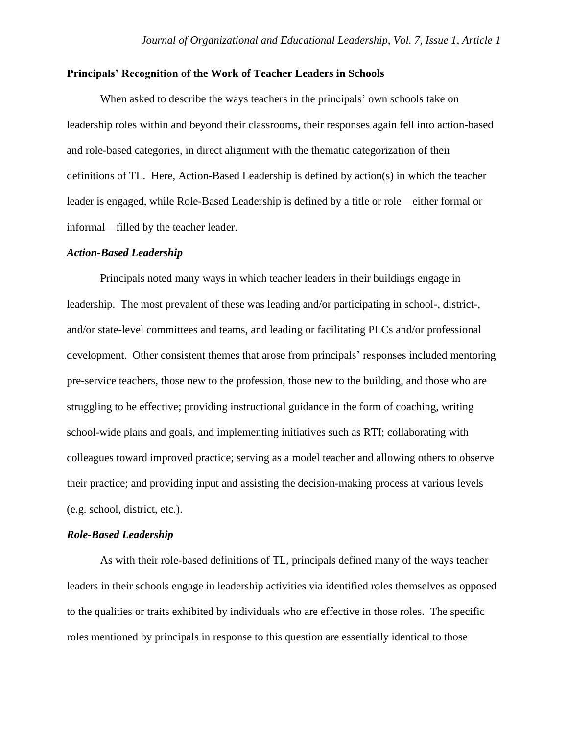**Principals' Recognition of the Work of Teacher Leaders in Schools**

When asked to describe the ways teachers in the principals' own schools take on leadership roles within and beyond their classrooms, their responses again fell into action-based and role-based categories, in direct alignment with the thematic categorization of their definitions of TL. Here, Action-Based Leadership is defined by action(s) in which the teacher leader is engaged, while Role-Based Leadership is defined by a title or role—either formal or informal—filled by the teacher leader.

***Action-Based Leadership***

Principals noted many ways in which teacher leaders in their buildings engage in leadership. The most prevalent of these was leading and/or participating in school-, district-, and/or state-level committees and teams, and leading or facilitating PLCs and/or professional development. Other consistent themes that arose from principals' responses included mentoring pre-service teachers, those new to the profession, those new to the building, and those who are struggling to be effective; providing instructional guidance in the form of coaching, writing school-wide plans and goals, and implementing initiatives such as RTI; collaborating with colleagues toward improved practice; serving as a model teacher and allowing others to observe their practice; and providing input and assisting the decision-making process at various levels (e.g. school, district, etc.).

***Role-Based Leadership***

As with their role-based definitions of TL, principals defined many of the ways teacher leaders in their schools engage in leadership activities via identified roles themselves as opposed to the qualities or traits exhibited by individuals who are effective in those roles. The specific roles mentioned by principals in response to this question are essentially identical to those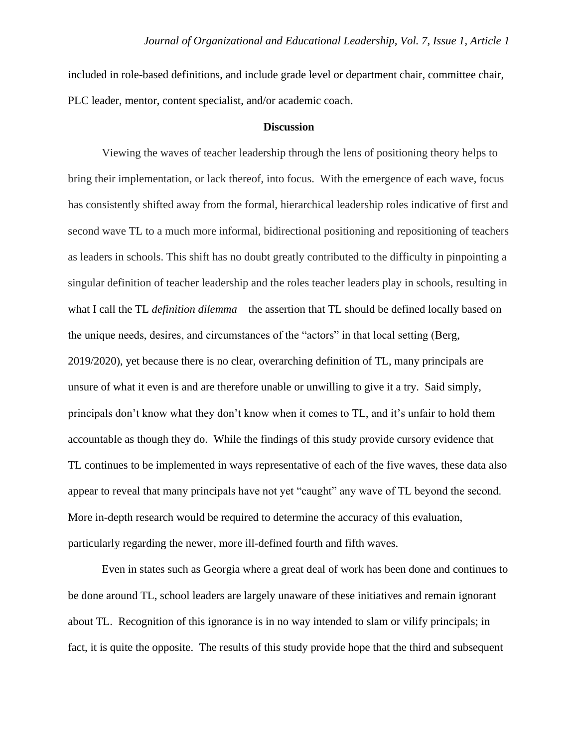included in role-based definitions, and include grade level or department chair, committee chair, PLC leader, mentor, content specialist, and/or academic coach.

## Discussion

Viewing the waves of teacher leadership through the lens of positioning theory helps to bring their implementation, or lack thereof, into focus. With the emergence of each wave, focus has consistently shifted away from the formal, hierarchical leadership roles indicative of first and second wave TL to a much more informal, bidirectional positioning and repositioning of teachers as leaders in schools. This shift has no doubt greatly contributed to the difficulty in pinpointing a singular definition of teacher leadership and the roles teacher leaders play in schools, resulting in what I call the TL *definition dilemma* – the assertion that TL should be defined locally based on the unique needs, desires, and circumstances of the "actors" in that local setting (Berg, 2019/2020), yet because there is no clear, overarching definition of TL, many principals are unsure of what it even is and are therefore unable or unwilling to give it a try. Said simply, principals don't know what they don't know when it comes to TL, and it's unfair to hold them accountable as though they do. While the findings of this study provide cursory evidence that TL continues to be implemented in ways representative of each of the five waves, these data also appear to reveal that many principals have not yet "caught" any wave of TL beyond the second. More in-depth research would be required to determine the accuracy of this evaluation, particularly regarding the newer, more ill-defined fourth and fifth waves.

Even in states such as Georgia where a great deal of work has been done and continues to be done around TL, school leaders are largely unaware of these initiatives and remain ignorant about TL. Recognition of this ignorance is in no way intended to slam or vilify principals; in fact, it is quite the opposite. The results of this study provide hope that the third and subsequent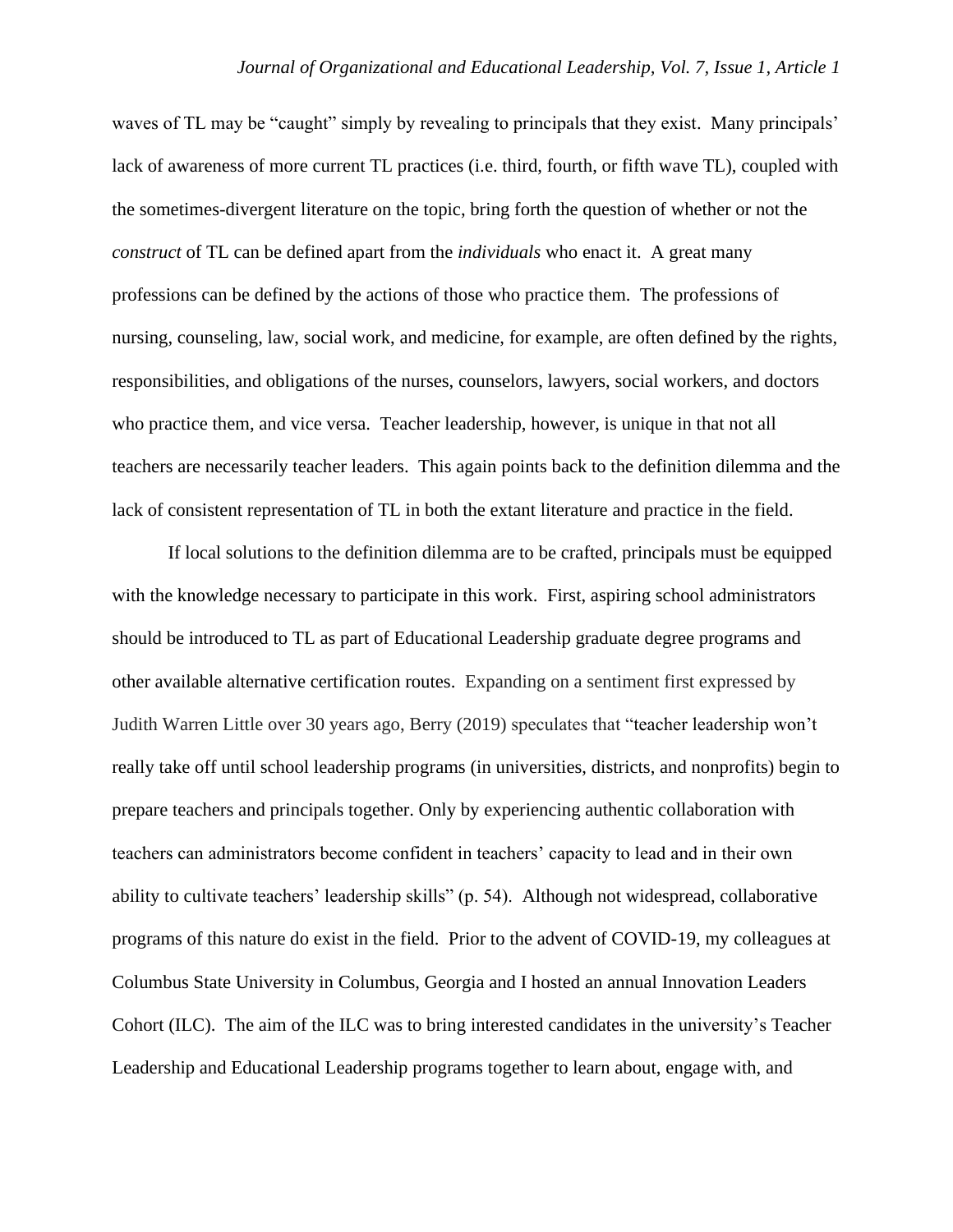waves of TL may be "caught" simply by revealing to principals that they exist. Many principals' lack of awareness of more current TL practices (i.e. third, fourth, or fifth wave TL), coupled with the sometimes-divergent literature on the topic, bring forth the question of whether or not the *construct* of TL can be defined apart from the *individuals* who enact it. A great many professions can be defined by the actions of those who practice them. The professions of nursing, counseling, law, social work, and medicine, for example, are often defined by the rights, responsibilities, and obligations of the nurses, counselors, lawyers, social workers, and doctors who practice them, and vice versa. Teacher leadership, however, is unique in that not all teachers are necessarily teacher leaders. This again points back to the definition dilemma and the lack of consistent representation of TL in both the extant literature and practice in the field.

If local solutions to the definition dilemma are to be crafted, principals must be equipped with the knowledge necessary to participate in this work. First, aspiring school administrators should be introduced to TL as part of Educational Leadership graduate degree programs and other available alternative certification routes. Expanding on a sentiment first expressed by Judith Warren Little over 30 years ago, Berry (2019) speculates that "teacher leadership won't really take off until school leadership programs (in universities, districts, and nonprofits) begin to prepare teachers and principals together. Only by experiencing authentic collaboration with teachers can administrators become confident in teachers' capacity to lead and in their own ability to cultivate teachers' leadership skills" (p. 54). Although not widespread, collaborative programs of this nature do exist in the field. Prior to the advent of COVID-19, my colleagues at Columbus State University in Columbus, Georgia and I hosted an annual Innovation Leaders Cohort (ILC). The aim of the ILC was to bring interested candidates in the university's Teacher Leadership and Educational Leadership programs together to learn about, engage with, and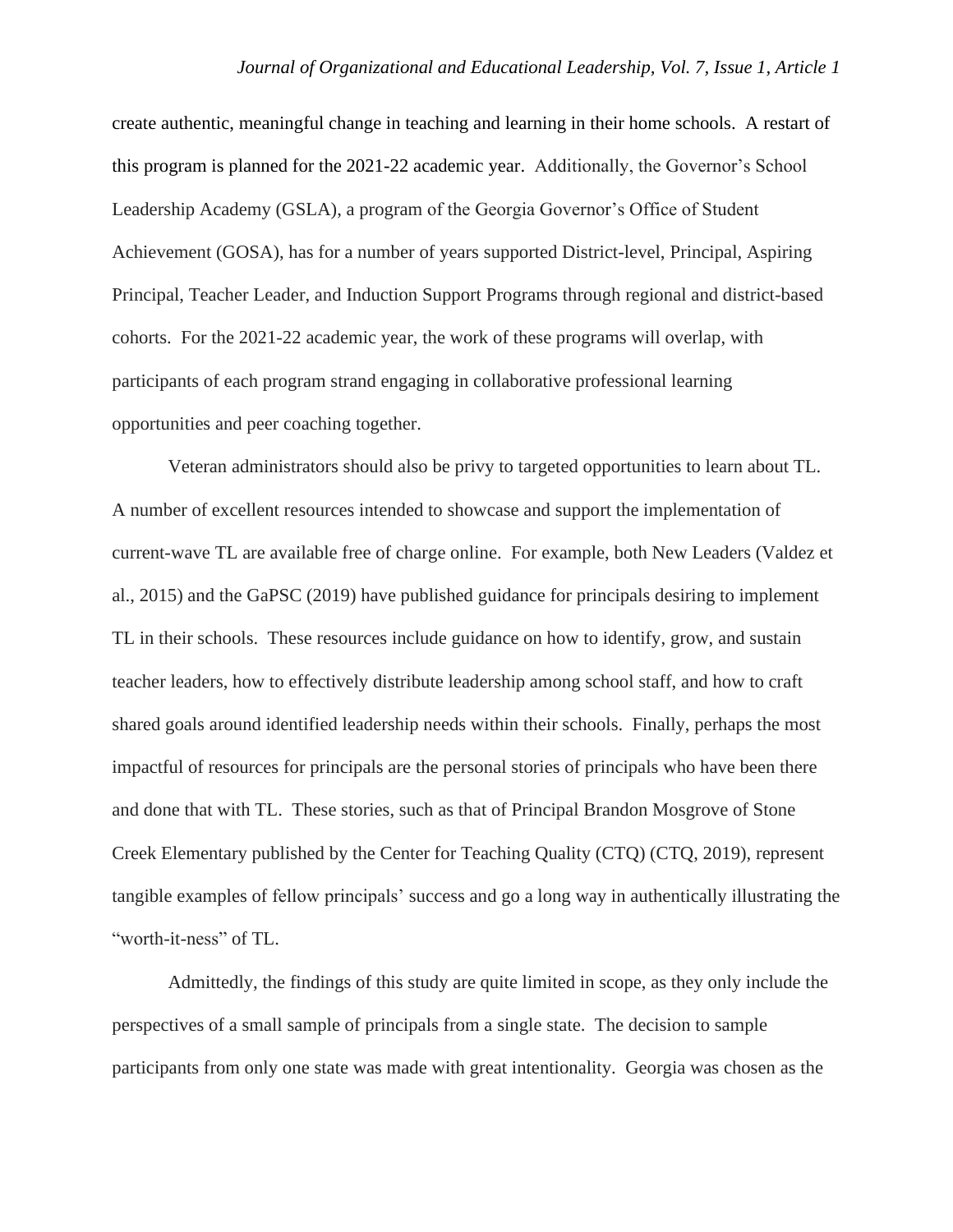create authentic, meaningful change in teaching and learning in their home schools. A restart of this program is planned for the 2021-22 academic year. Additionally, the Governor's School Leadership Academy (GSLA), a program of the Georgia Governor's Office of Student Achievement (GOSA), has for a number of years supported District-level, Principal, Aspiring Principal, Teacher Leader, and Induction Support Programs through regional and district-based cohorts. For the 2021-22 academic year, the work of these programs will overlap, with participants of each program strand engaging in collaborative professional learning opportunities and peer coaching together.

Veteran administrators should also be privy to targeted opportunities to learn about TL. A number of excellent resources intended to showcase and support the implementation of current-wave TL are available free of charge online. For example, both New Leaders (Valdez et al., 2015) and the GaPSC (2019) have published guidance for principals desiring to implement TL in their schools. These resources include guidance on how to identify, grow, and sustain teacher leaders, how to effectively distribute leadership among school staff, and how to craft shared goals around identified leadership needs within their schools. Finally, perhaps the most impactful of resources for principals are the personal stories of principals who have been there and done that with TL. These stories, such as that of Principal Brandon Mosgrove of Stone Creek Elementary published by the Center for Teaching Quality (CTQ) (CTQ, 2019), represent tangible examples of fellow principals' success and go a long way in authentically illustrating the "worth-it-ness" of TL.

Admittedly, the findings of this study are quite limited in scope, as they only include the perspectives of a small sample of principals from a single state. The decision to sample participants from only one state was made with great intentionality. Georgia was chosen as the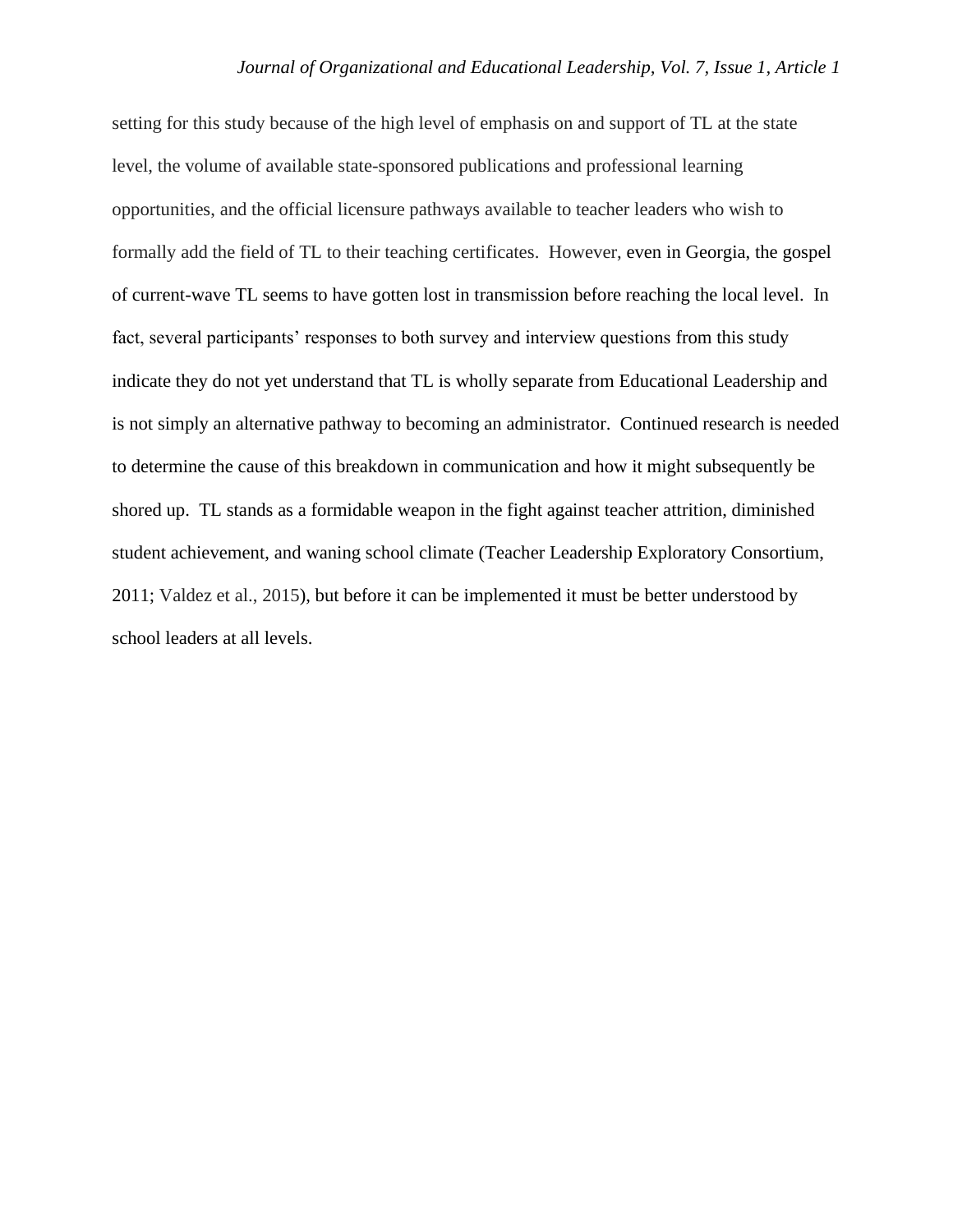setting for this study because of the high level of emphasis on and support of TL at the state level, the volume of available state-sponsored publications and professional learning opportunities, and the official licensure pathways available to teacher leaders who wish to formally add the field of TL to their teaching certificates. However, even in Georgia, the gospel of current-wave TL seems to have gotten lost in transmission before reaching the local level. In fact, several participants' responses to both survey and interview questions from this study indicate they do not yet understand that TL is wholly separate from Educational Leadership and is not simply an alternative pathway to becoming an administrator. Continued research is needed to determine the cause of this breakdown in communication and how it might subsequently be shored up. TL stands as a formidable weapon in the fight against teacher attrition, diminished student achievement, and waning school climate (Teacher Leadership Exploratory Consortium, 2011; Valdez et al., 2015), but before it can be implemented it must be better understood by school leaders at all levels.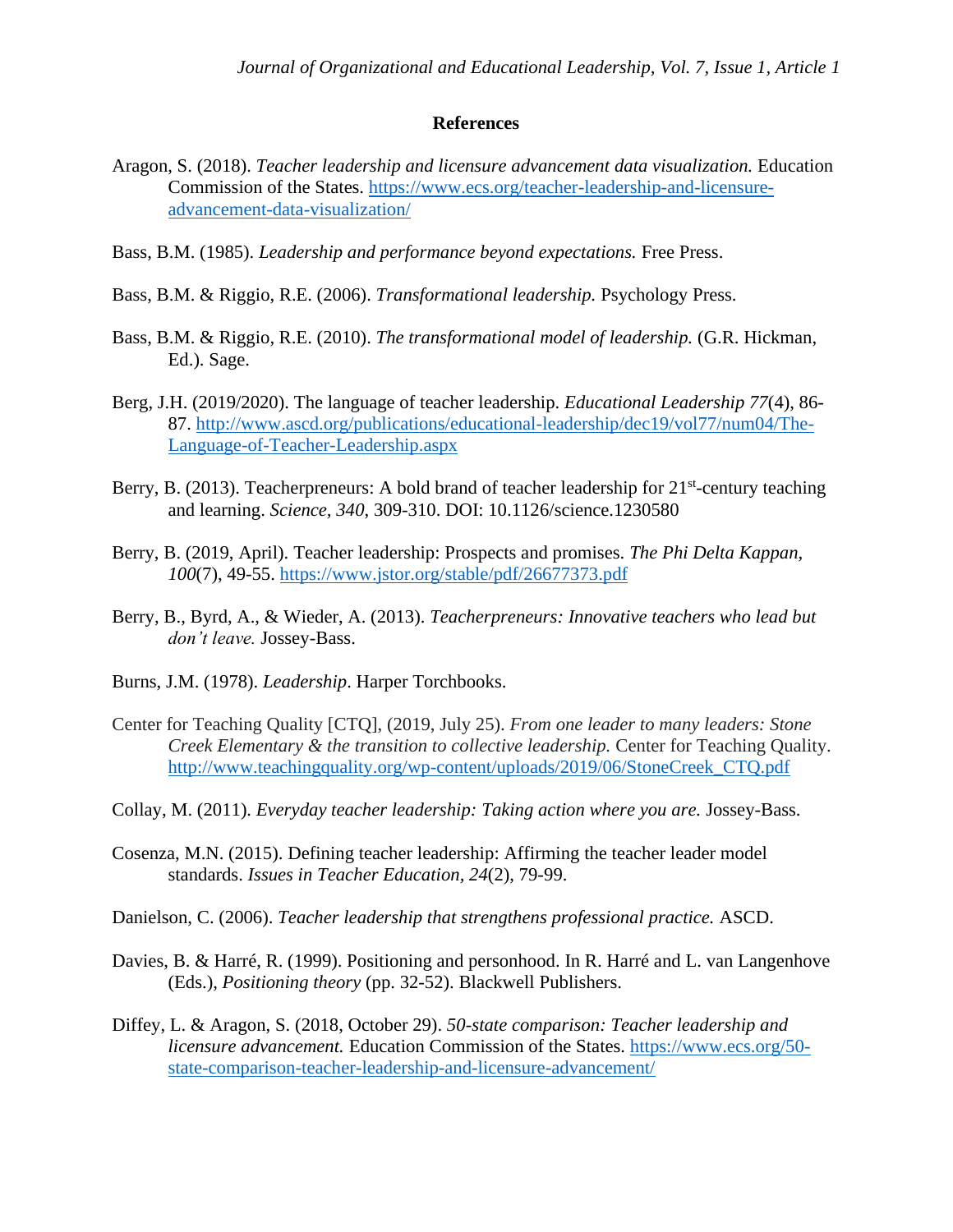## References

Aragon, S. (2018). *Teacher leadership and licensure advancement data visualization.* Education Commission of the States. https://www.ecs.org/teacher-leadership-and-licensure-advancement-data-visualization/

Bass, B.M. (1985). *Leadership and performance beyond expectations.* Free Press.

Bass, B.M. & Riggio, R.E. (2006). *Transformational leadership.* Psychology Press.

Bass, B.M. & Riggio, R.E. (2010). *The transformational model of leadership.* (G.R. Hickman, Ed.). Sage.

Berg, J.H. (2019/2020). The language of teacher leadership. *Educational Leadership 77*(4), 86-87. http://www.ascd.org/publications/educational-leadership/dec19/vol77/num04/The-Language-of-Teacher-Leadership.aspx

Berry, B. (2013). Teacherpreneurs: A bold brand of teacher leadership for 21st-century teaching and learning. *Science, 340*, 309-310. DOI: 10.1126/science.1230580

Berry, B. (2019, April). Teacher leadership: Prospects and promises. *The Phi Delta Kappan, 100*(7), 49-55. https://www.jstor.org/stable/pdf/26677373.pdf

Berry, B., Byrd, A., & Wieder, A. (2013). *Teacherpreneurs: Innovative teachers who lead but don't leave.* Jossey-Bass.

Burns, J.M. (1978). *Leadership*. Harper Torchbooks.

Center for Teaching Quality [CTQ], (2019, July 25). *From one leader to many leaders: Stone Creek Elementary & the transition to collective leadership.* Center for Teaching Quality. http://www.teachingquality.org/wp-content/uploads/2019/06/StoneCreek_CTQ.pdf

Collay, M. (2011). *Everyday teacher leadership: Taking action where you are.* Jossey-Bass.

Cosenza, M.N. (2015). Defining teacher leadership: Affirming the teacher leader model standards. *Issues in Teacher Education, 24*(2), 79-99.

Danielson, C. (2006). *Teacher leadership that strengthens professional practice.* ASCD.

Davies, B. & Harré, R. (1999). Positioning and personhood. In R. Harré and L. van Langenhove (Eds.), *Positioning theory* (pp. 32-52). Blackwell Publishers.

Diffey, L. & Aragon, S. (2018, October 29). *50-state comparison: Teacher leadership and licensure advancement.* Education Commission of the States. https://www.ecs.org/50-state-comparison-teacher-leadership-and-licensure-advancement/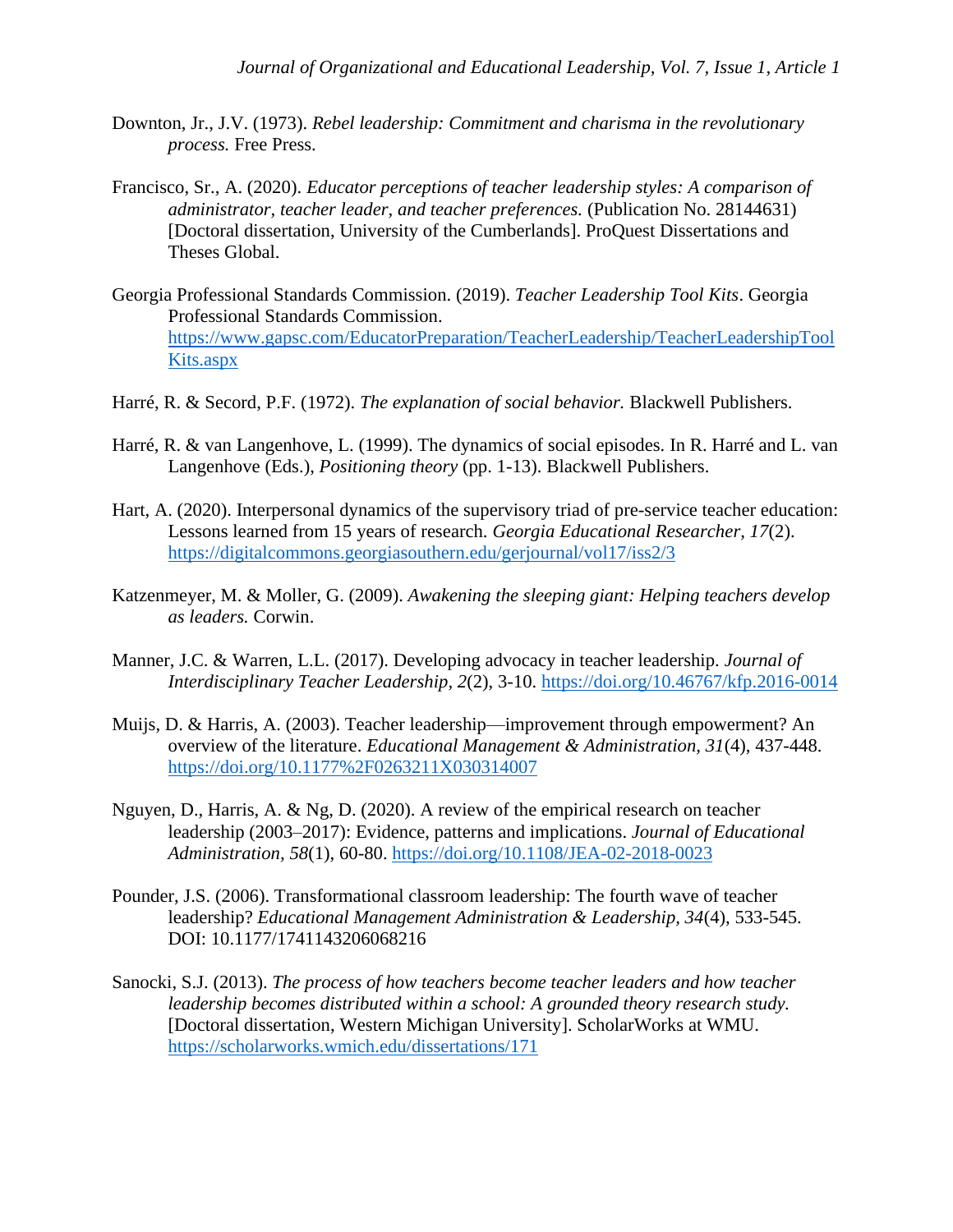Downton, Jr., J.V. (1973). *Rebel leadership: Commitment and charisma in the revolutionary process.* Free Press.

Francisco, Sr., A. (2020). *Educator perceptions of teacher leadership styles: A comparison of administrator, teacher leader, and teacher preferences.* (Publication No. 28144631) [Doctoral dissertation, University of the Cumberlands]. ProQuest Dissertations and Theses Global.

Georgia Professional Standards Commission. (2019). *Teacher Leadership Tool Kits*. Georgia Professional Standards Commission. https://www.gapsc.com/EducatorPreparation/TeacherLeadership/TeacherLeadershipToolKits.aspx

Harré, R. & Secord, P.F. (1972). *The explanation of social behavior.* Blackwell Publishers.

Harré, R. & van Langenhove, L. (1999). The dynamics of social episodes. In R. Harré and L. van Langenhove (Eds.), *Positioning theory* (pp. 1-13). Blackwell Publishers.

Hart, A. (2020). Interpersonal dynamics of the supervisory triad of pre-service teacher education: Lessons learned from 15 years of research. *Georgia Educational Researcher, 17*(2). https://digitalcommons.georgiasouthern.edu/gerjournal/vol17/iss2/3

Katzenmeyer, M. & Moller, G. (2009). *Awakening the sleeping giant: Helping teachers develop as leaders.* Corwin.

Manner, J.C. & Warren, L.L. (2017). Developing advocacy in teacher leadership. *Journal of Interdisciplinary Teacher Leadership, 2*(2), 3-10. https://doi.org/10.46767/kfp.2016-0014

Muijs, D. & Harris, A. (2003). Teacher leadership—improvement through empowerment? An overview of the literature. *Educational Management & Administration, 31*(4), 437-448. https://doi.org/10.1177%2F0263211X030314007

Nguyen, D., Harris, A. & Ng, D. (2020). A review of the empirical research on teacher leadership (2003–2017): Evidence, patterns and implications. *Journal of Educational Administration, 58*(1), 60-80. https://doi.org/10.1108/JEA-02-2018-0023

Pounder, J.S. (2006). Transformational classroom leadership: The fourth wave of teacher leadership? *Educational Management Administration & Leadership, 34*(4), 533-545. DOI: 10.1177/1741143206068216

Sanocki, S.J. (2013). *The process of how teachers become teacher leaders and how teacher leadership becomes distributed within a school: A grounded theory research study.* [Doctoral dissertation, Western Michigan University]. ScholarWorks at WMU. https://scholarworks.wmich.edu/dissertations/171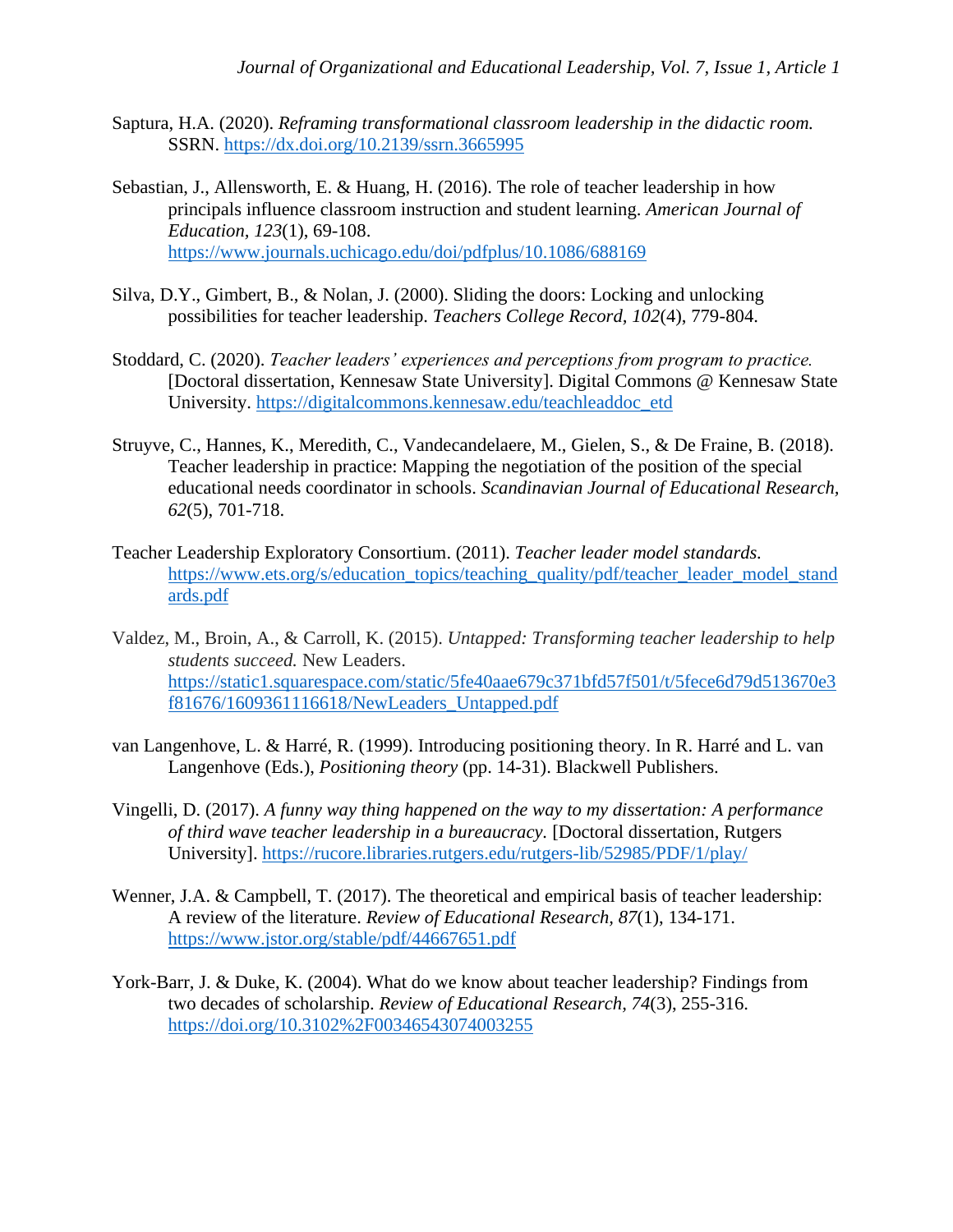Saptura, H.A. (2020). *Reframing transformational classroom leadership in the didactic room.* SSRN. https://dx.doi.org/10.2139/ssrn.3665995

Sebastian, J., Allensworth, E. & Huang, H. (2016). The role of teacher leadership in how principals influence classroom instruction and student learning. *American Journal of Education, 123*(1), 69-108. https://www.journals.uchicago.edu/doi/pdfplus/10.1086/688169

Silva, D.Y., Gimbert, B., & Nolan, J. (2000). Sliding the doors: Locking and unlocking possibilities for teacher leadership. *Teachers College Record, 102*(4), 779-804.

Stoddard, C. (2020). *Teacher leaders' experiences and perceptions from program to practice.* [Doctoral dissertation, Kennesaw State University]. Digital Commons @ Kennesaw State University. https://digitalcommons.kennesaw.edu/teachleaddoc_etd

Struyve, C., Hannes, K., Meredith, C., Vandecandelaere, M., Gielen, S., & De Fraine, B. (2018). Teacher leadership in practice: Mapping the negotiation of the position of the special educational needs coordinator in schools. *Scandinavian Journal of Educational Research, 62*(5), 701-718.

Teacher Leadership Exploratory Consortium. (2011). *Teacher leader model standards.* https://www.ets.org/s/education_topics/teaching_quality/pdf/teacher_leader_model_standards.pdf

Valdez, M., Broin, A., & Carroll, K. (2015). *Untapped: Transforming teacher leadership to help students succeed.* New Leaders. https://static1.squarespace.com/static/5fe40aae679c371bfd57f501/t/5fece6d79d513670e3f81676/1609361116618/NewLeaders_Untapped.pdf

van Langenhove, L. & Harré, R. (1999). Introducing positioning theory. In R. Harré and L. van Langenhove (Eds.), *Positioning theory* (pp. 14-31). Blackwell Publishers.

Vingelli, D. (2017). *A funny way thing happened on the way to my dissertation: A performance of third wave teacher leadership in a bureaucracy.* [Doctoral dissertation, Rutgers University]. https://rucore.libraries.rutgers.edu/rutgers-lib/52985/PDF/1/play/

Wenner, J.A. & Campbell, T. (2017). The theoretical and empirical basis of teacher leadership: A review of the literature. *Review of Educational Research, 87*(1), 134-171. https://www.jstor.org/stable/pdf/44667651.pdf

York-Barr, J. & Duke, K. (2004). What do we know about teacher leadership? Findings from two decades of scholarship. *Review of Educational Research, 74*(3), 255-316. https://doi.org/10.3102%2F00346543074003255